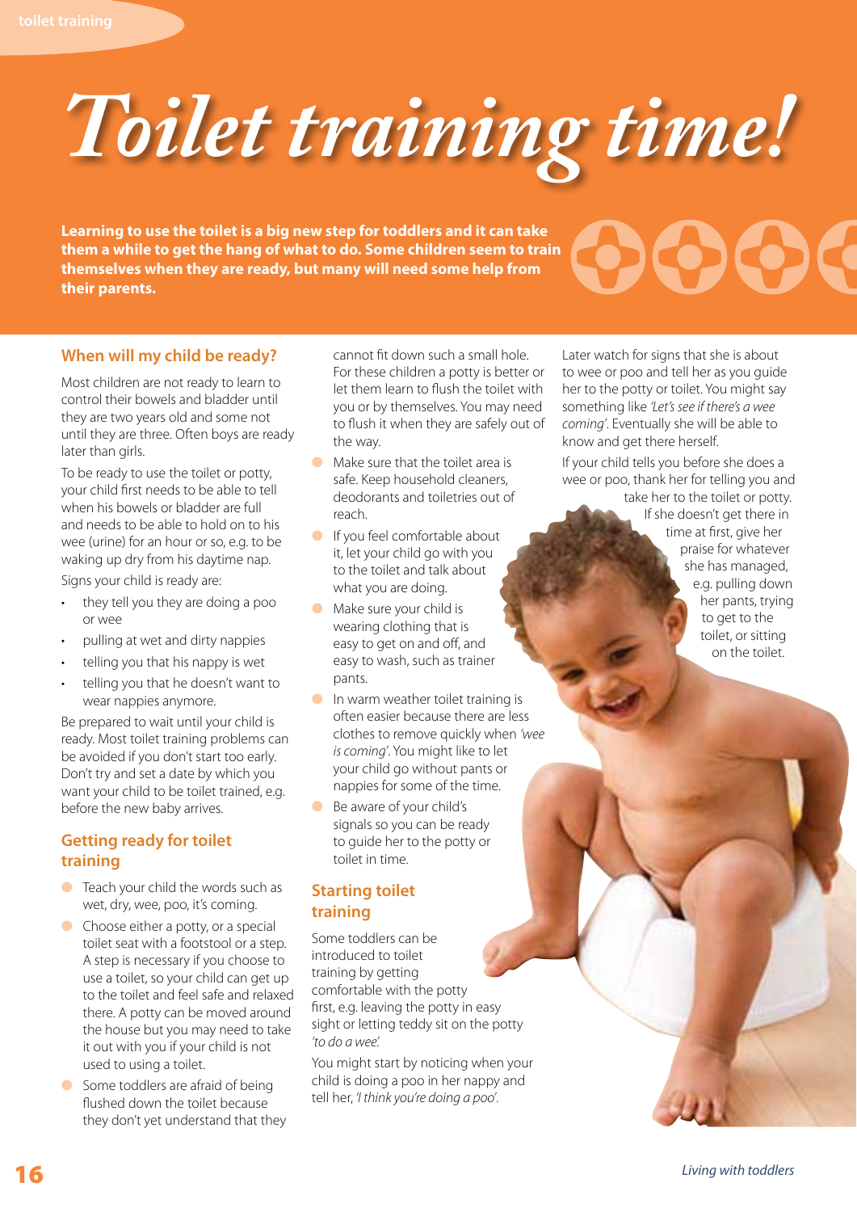# Toilet training time!

**Learning to use the toilet is a big new step for toddlers and it can take them a while to get the hang of what to do. Some children seem to train themselves when they are ready, but many will need some help from their parents.**

## When will my child be ready?

Most children are not ready to learn to control their bowels and bladder until they are two years old and some not until they are three. Often boys are ready later than girls.

To be ready to use the toilet or potty, your child first needs to be able to tell when his bowels or bladder are full and needs to be able to hold on to his wee (urine) for an hour or so, e.g. to be waking up dry from his daytime nap.

Signs your child is ready are:

- they tell you they are doing a poo or wee
- pulling at wet and dirty nappies
- telling you that his nappy is wet
- telling you that he doesn't want to wear nappies anymore.

Be prepared to wait until your child is ready. Most toilet training problems can be avoided if you don't start too early. Don't try and set a date by which you want your child to be toilet trained, e.g. before the new baby arrives.

## Getting ready for toilet training

- Teach your child the words such as wet, dry, wee, poo, it's coming.
- Choose either a potty, or a special toilet seat with a footstool or a step. A step is necessary if you choose to use a toilet, so your child can get up to the toilet and feel safe and relaxed there. A potty can be moved around the house but you may need to take it out with you if your child is not used to using a toilet.
- Some toddlers are afraid of being flushed down the toilet because they don't yet understand that they cannot fit down such a small hole. For these children a potty is better or let them learn to flush the toilet with you or by themselves. You may need to flush it when they are safely out of the way.
- Make sure that the toilet area is safe. Keep household cleaners, deodorants and toiletries out of reach.
- If you feel comfortable about it, let your child go with you to the toilet and talk about what you are doing.
- Make sure your child is wearing clothing that is easy to get on and off, and easy to wash, such as trainer pants.
- In warm weather toilet training is often easier because there are less clothes to remove quickly when *'wee is coming'*. You might like to let your child go without pants or nappies for some of the time.
- Be aware of your child's signals so you can be ready to guide her to the potty or toilet in time.

## Starting toilet training

Some toddlers can be introduced to toilet training by getting comfortable with the potty first, e.g. leaving the potty in easy sight or letting teddy sit on the potty *'to do a wee'*.

You might start by noticing when your child is doing a poo in her nappy and tell her, *'I think you're doing a poo'*.

Later watch for signs that she is about to wee or poo and tell her as you guide her to the potty or toilet. You might say something like *'Let's see if there's a wee coming'*. Eventually she will be able to know and get there herself.

If your child tells you before she does a wee or poo, thank her for telling you and take her to the toilet or potty. If she doesn't get there in time at first, give her praise for whatever she has managed, e.g. pulling down her pants, trying to get to the toilet, or sitting on the toilet.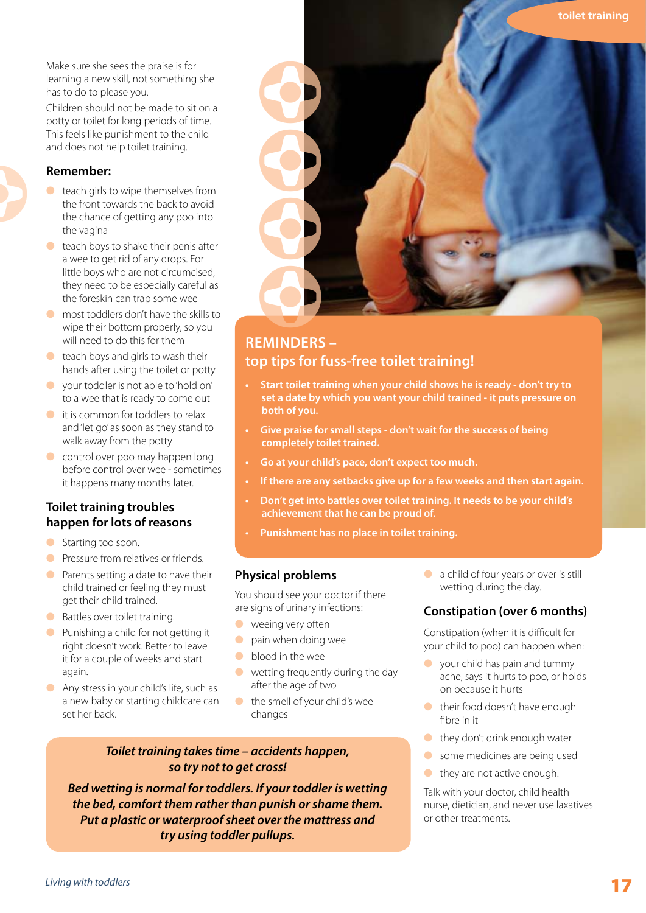Make sure she sees the praise is for learning a new skill, not something she has to do to please you.

Children should not be made to sit on a potty or toilet for long periods of time. This feels like punishment to the child and does not help toilet training.

### Remember:

- teach girls to wipe themselves from the front towards the back to avoid the chance of getting any poo into the vagina
- teach boys to shake their penis after a wee to get rid of any drops. For little boys who are not circumcised, they need to be especially careful as the foreskin can trap some wee
- most toddlers don't have the skills to wipe their bottom properly, so you will need to do this for them
- teach boys and girls to wash their hands after using the toilet or potty
- your toddler is not able to 'hold on' to a wee that is ready to come out
- it is common for toddlers to relax and 'let go' as soon as they stand to walk away from the potty
- control over poo may happen long before control over wee - sometimes it happens many months later.

### Toilet training troubles happen for lots of reasons

- Starting too soon.
- Pressure from relatives or friends.
- Parents setting a date to have their child trained or feeling they must get their child trained.
- Battles over toilet training.
- Punishing a child for not getting it right doesn't work. Better to leave it for a couple of weeks and start again.
- Any stress in your child's life, such as a new baby or starting childcare can set her back.

## REMINDERS – top tips for fuss-free toilet training!

- **Start toilet training when your child shows he is ready - don't try to set a date by which you want your child trained - it puts pressure on both of you.**
- **Give praise for small steps - don't wait for the success of being completely toilet trained.**
- **Go at your child's pace, don't expect too much.**
- **If there are any setbacks give up for a few weeks and then start again.**
- **Don't get into battles over toilet training. It needs to be your child's achievement that he can be proud of.**
- **Punishment has no place in toilet training.**

### Physical problems

You should see your doctor if there are signs of urinary infections:

- weeing very often
- pain when doing wee
- blood in the wee
- wetting frequently during the day after the age of two
- the smell of your child's wee changes
- a child of four years or over is still wetting during the day.

### Constipation (over 6 months)

Constipation (when it is difficult for your child to poo) can happen when:

- your child has pain and tummy ache, says it hurts to poo, or holds on because it hurts
- their food doesn't have enough fibre in it
- they don't drink enough water
- some medicines are being used
- they are not active enough.

Talk with your doctor, child health nurse, dietician, and never use laxatives or other treatments.

***Toilet training takes time – accidents happen, so try not to get cross!***

***Bed wetting is normal for toddlers. If your toddler is wetting the bed, comfort them rather than punish or shame them. Put a plastic or waterproof sheet over the mattress and try using toddler pullups.***